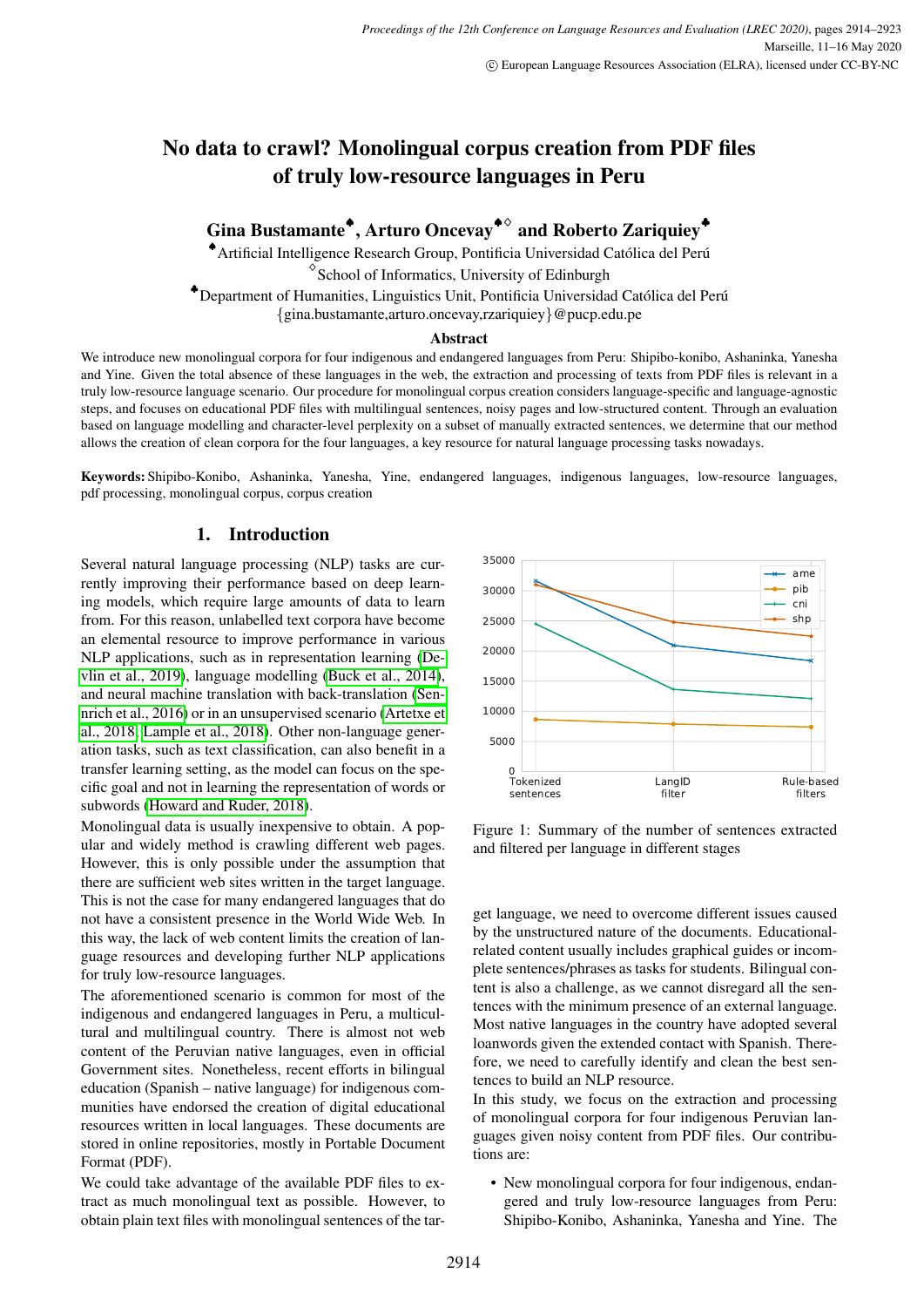# No data to crawl? Monolingual corpus creation from PDF files of truly low-resource languages in Peru

**Gina Bustamante**[♠], **Arturo Oncevay**[♠◇] **and Roberto Zariquiey**[♣]

[♠]Artificial Intelligence Research Group, Pontificia Universidad Católica del Perú
[◇]School of Informatics, University of Edinburgh
[♣]Department of Humanities, Linguistics Unit, Pontificia Universidad Católica del Perú
{gina.bustamante,arturo.oncevay,rzariquiey}@pucp.edu.pe

### Abstract

We introduce new monolingual corpora for four indigenous and endangered languages from Peru: Shipibo-konibo, Ashaninka, Yanesha and Yine. Given the total absence of these languages in the web, the extraction and processing of texts from PDF files is relevant in a truly low-resource language scenario. Our procedure for monolingual corpus creation considers language-specific and language-agnostic steps, and focuses on educational PDF files with multilingual sentences, noisy pages and low-structured content. Through an evaluation based on language modelling and character-level perplexity on a subset of manually extracted sentences, we determine that our method allows the creation of clean corpora for the four languages, a key resource for natural language processing tasks nowadays.

**Keywords:** Shipibo-Konibo, Ashaninka, Yanesha, Yine, endangered languages, indigenous languages, low-resource languages, pdf processing, monolingual corpus, corpus creation

## 1. Introduction

Several natural language processing (NLP) tasks are currently improving their performance based on deep learning models, which require large amounts of data to learn from. For this reason, unlabelled text corpora have become an elemental resource to improve performance in various NLP applications, such as in representation learning (Devlin et al., 2019), language modelling (Buck et al., 2014), and neural machine translation with back-translation (Sennrich et al., 2016) or in an unsupervised scenario (Artetxe et al., 2018; Lample et al., 2018). Other non-language generation tasks, such as text classification, can also benefit in a transfer learning setting, as the model can focus on the specific goal and not in learning the representation of words or subwords (Howard and Ruder, 2018).

Monolingual data is usually inexpensive to obtain. A popular and widely method is crawling different web pages. However, this is only possible under the assumption that there are sufficient web sites written in the target language. This is not the case for many endangered languages that do not have a consistent presence in the World Wide Web. In this way, the lack of web content limits the creation of language resources and developing further NLP applications for truly low-resource languages.

The aforementioned scenario is common for most of the indigenous and endangered languages in Peru, a multicultural and multilingual country. There is almost not web content of the Peruvian native languages, even in official Government sites. Nonetheless, recent efforts in bilingual education (Spanish – native language) for indigenous communities have endorsed the creation of digital educational resources written in local languages. These documents are stored in online repositories, mostly in Portable Document Format (PDF).

We could take advantage of the available PDF files to extract as much monolingual text as possible. However, to obtain plain text files with monolingual sentences of the target language, we need to overcome different issues caused by the unstructured nature of the documents. Educational-related content usually includes graphical guides or incomplete sentences/phrases as tasks for students. Bilingual content is also a challenge, as we cannot disregard all the sentences with the minimum presence of an external language. Most native languages in the country have adopted several loanwords given the extended contact with Spanish. Therefore, we need to carefully identify and clean the best sentences to build an NLP resource.

| | Tokenized sentences | LangID filter | Rule-based filters |
|---|---|---|---|
| ame | ~31500 | ~21000 | ~18500 |
| pib | ~8700 | ~8000 | ~7500 |
| cni | ~24500 | ~13800 | ~12200 |
| shp | ~31000 | ~25000 | ~22500 |

Figure 1: Summary of the number of sentences extracted and filtered per language in different stages

In this study, we focus on the extraction and processing of monolingual corpora for four indigenous Peruvian languages given noisy content from PDF files. Our contributions are:

- New monolingual corpora for four indigenous, endangered and truly low-resource languages from Peru: Shipibo-Konibo, Ashaninka, Yanesha and Yine. The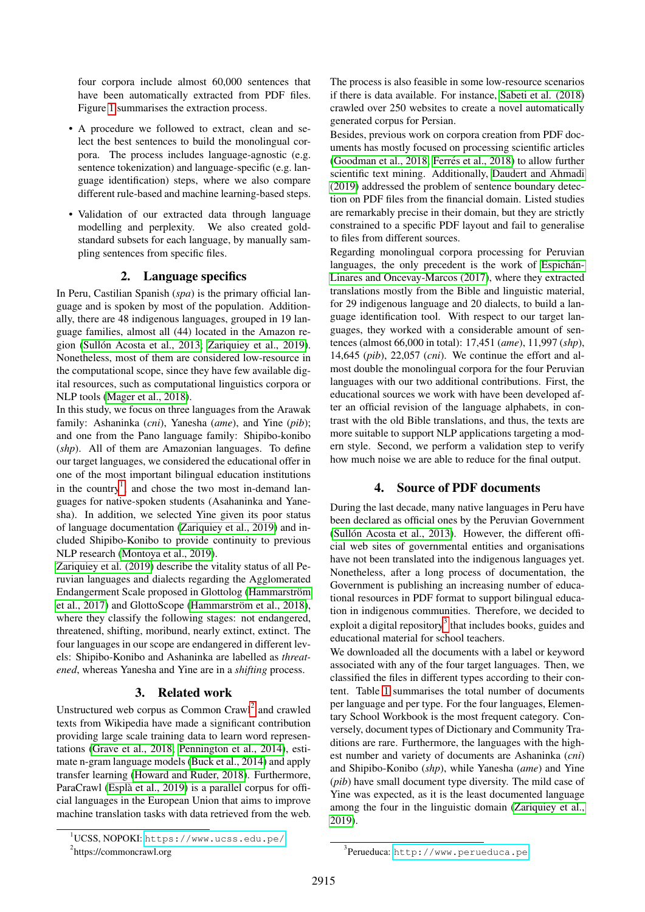four corpora include almost 60,000 sentences that have been automatically extracted from PDF files. Figure 1 summarises the extraction process.

- A procedure we followed to extract, clean and select the best sentences to build the monolingual corpora. The process includes language-agnostic (e.g. sentence tokenization) and language-specific (e.g. language identification) steps, where we also compare different rule-based and machine learning-based steps.
- Validation of our extracted data through language modelling and perplexity. We also created gold-standard subsets for each language, by manually sampling sentences from specific files.

## 2. Language specifics

In Peru, Castilian Spanish (*spa*) is the primary official language and is spoken by most of the population. Additionally, there are 48 indigenous languages, grouped in 19 language families, almost all (44) located in the Amazon region (Sullón Acosta et al., 2013; Zariquiey et al., 2019). Nonetheless, most of them are considered low-resource in the computational scope, since they have few available digital resources, such as computational linguistics corpora or NLP tools (Mager et al., 2018).

In this study, we focus on three languages from the Arawak family: Ashaninka (*cni*), Yanesha (*ame*), and Yine (*pib*); and one from the Pano language family: Shipibo-konibo (*shp*). All of them are Amazonian languages. To define our target languages, we considered the educational offer in one of the most important bilingual education institutions in the country[1], and chose the two most in-demand languages for native-spoken students (Asahaninka and Yanesha). In addition, we selected Yine given its poor status of language documentation (Zariquiey et al., 2019) and included Shipibo-Konibo to provide continuity to previous NLP research (Montoya et al., 2019).

Zariquiey et al. (2019) describe the vitality status of all Peruvian languages and dialects regarding the Agglomerated Endangerment Scale proposed in Glottolog (Hammarström et al., 2017) and GlottoScope (Hammarström et al., 2018), where they classify the following stages: not endangered, threatened, shifting, moribund, nearly extinct, extinct. The four languages in our scope are endangered in different levels: Shipibo-Konibo and Ashaninka are labelled as *threatened*, whereas Yanesha and Yine are in a *shifting* process.

## 3. Related work

Unstructured web corpus as Common Crawl[2] and crawled texts from Wikipedia have made a significant contribution providing large scale training data to learn word representations (Grave et al., 2018; Pennington et al., 2014), estimate n-gram language models (Buck et al., 2014) and apply transfer learning (Howard and Ruder, 2018). Furthermore, ParaCrawl (Esplà et al., 2019) is a parallel corpus for official languages in the European Union that aims to improve machine translation tasks with data retrieved from the web.

The process is also feasible in some low-resource scenarios if there is data available. For instance, Sabeti et al. (2018) crawled over 250 websites to create a novel automatically generated corpus for Persian.

Besides, previous work on corpora creation from PDF documents has mostly focused on processing scientific articles (Goodman et al., 2018; Ferrés et al., 2018) to allow further scientific text mining. Additionally, Daudert and Ahmadi (2019) addressed the problem of sentence boundary detection on PDF files from the financial domain. Listed studies are remarkably precise in their domain, but they are strictly constrained to a specific PDF layout and fail to generalise to files from different sources.

Regarding monolingual corpora processing for Peruvian languages, the only precedent is the work of Espichán-Linares and Oncevay-Marcos (2017), where they extracted translations mostly from the Bible and linguistic material, for 29 indigenous language and 20 dialects, to build a language identification tool. With respect to our target languages, they worked with a considerable amount of sentences (almost 66,000 in total): 17,451 (*ame*), 11,997 (*shp*), 14,645 (*pib*), 22,057 (*cni*). We continue the effort and almost double the monolingual corpora for the four Peruvian languages with our two additional contributions. First, the educational sources we work with have been developed after an official revision of the language alphabets, in contrast with the old Bible translations, and thus, the texts are more suitable to support NLP applications targeting a modern style. Second, we perform a validation step to verify how much noise we are able to reduce for the final output.

## 4. Source of PDF documents

During the last decade, many native languages in Peru have been declared as official ones by the Peruvian Government (Sullón Acosta et al., 2013). However, the different official web sites of governmental entities and organisations have not been translated into the indigenous languages yet. Nonetheless, after a long process of documentation, the Government is publishing an increasing number of educational resources in PDF format to support bilingual education in indigenous communities. Therefore, we decided to exploit a digital repository[3] that includes books, guides and educational material for school teachers.

We downloaded all the documents with a label or keyword associated with any of the four target languages. Then, we classified the files in different types according to their content. Table 1 summarises the total number of documents per language and per type. For the four languages, Elementary School Workbook is the most frequent category. Conversely, document types of Dictionary and Community Traditions are rare. Furthermore, the languages with the highest number and variety of documents are Ashaninka (*cni*) and Shipibo-Konibo (*shp*), while Yanesha (*ame*) and Yine (*pib*) have small document type diversity. The mild case of Yine was expected, as it is the least documented language among the four in the linguistic domain (Zariquiey et al., 2019).

[1] UCSS, NOPOKI: https://www.ucss.edu.pe/

[2] https://commoncrawl.org

[3] Perueduca: http://www.perueduca.pe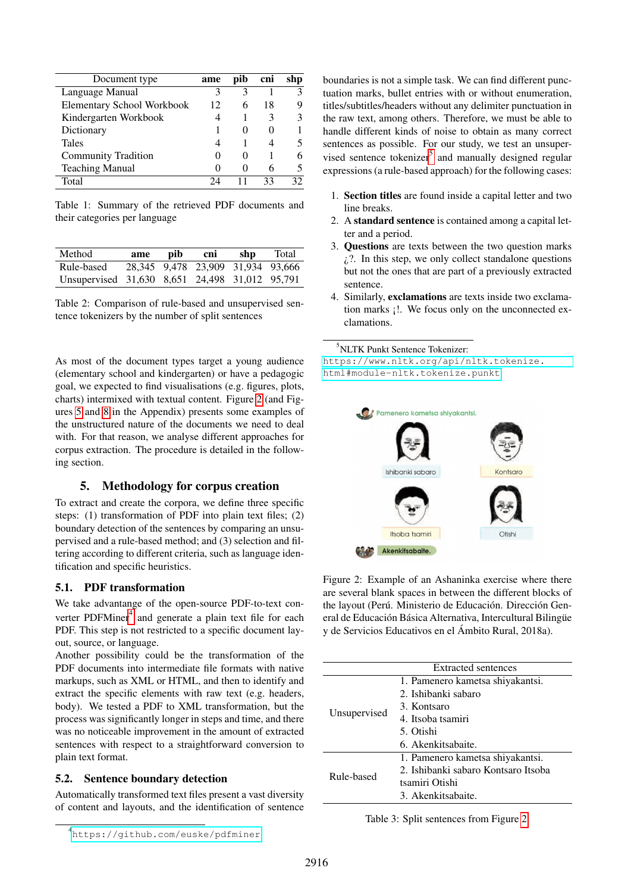| Document type | ame | pib | cni | shp |
|---|---|---|---|---|
| Language Manual | 3 | 3 | 1 | 3 |
| Elementary School Workbook | 12 | 6 | 18 | 9 |
| Kindergarten Workbook | 4 | 1 | 3 | 3 |
| Dictionary | 1 | 0 | 0 | 1 |
| Tales | 4 | 1 | 4 | 5 |
| Community Tradition | 0 | 0 | 1 | 6 |
| Teaching Manual | 0 | 0 | 6 | 5 |
| Total | 24 | 11 | 33 | 32 |

Table 1: Summary of the retrieved PDF documents and their categories per language

| Method | ame | pib | cni | shp | Total |
|---|---|---|---|---|---|
| Rule-based | 28,345 | 9,478 | 23,909 | 31,934 | 93,666 |
| Unsupervised | 31,630 | 8,651 | 24,498 | 31,012 | 95,791 |

Table 2: Comparison of rule-based and unsupervised sentence tokenizers by the number of split sentences

As most of the document types target a young audience (elementary school and kindergarten) or have a pedagogic goal, we expected to find visualisations (e.g. figures, plots, charts) intermixed with textual content. Figure 2 (and Figures 5 and 8 in the Appendix) presents some examples of the unstructured nature of the documents we need to deal with. For that reason, we analyse different approaches for corpus extraction. The procedure is detailed in the following section.

## 5. Methodology for corpus creation

To extract and create the corpora, we define three specific steps: (1) transformation of PDF into plain text files; (2) boundary detection of the sentences by comparing an unsupervised and a rule-based method; and (3) selection and filtering according to different criteria, such as language identification and specific heuristics.

### 5.1. PDF transformation

We take advantage of the open-source PDF-to-text converter PDFMiner[4] and generate a plain text file for each PDF. This step is not restricted to a specific document layout, source, or language.

Another possibility could be the transformation of the PDF documents into intermediate file formats with native markups, such as XML or HTML, and then to identify and extract the specific elements with raw text (e.g. headers, body). We tested a PDF to XML transformation, but the process was significantly longer in steps and time, and there was no noticeable improvement in the amount of extracted sentences with respect to a straightforward conversion to plain text format.

### 5.2. Sentence boundary detection

Automatically transformed text files present a vast diversity of content and layouts, and the identification of sentence boundaries is not a simple task. We can find different punctuation marks, bullet entries with or without enumeration, titles/subtitles/headers without any delimiter punctuation in the raw text, among others. Therefore, we must be able to handle different kinds of noise to obtain as many correct sentences as possible. For our study, we test an unsupervised sentence tokenizer[5] and manually designed regular expressions (a rule-based approach) for the following cases:

1. **Section titles** are found inside a capital letter and two line breaks.
2. A **standard sentence** is contained among a capital letter and a period.
3. **Questions** are texts between the two question marks ¿?. In this step, we only collect standalone questions but not the ones that are part of a previously extracted sentence.
4. Similarly, **exclamations** are texts inside two exclamation marks ¡!. We focus only on the unconnected exclamations.

[4] https://github.com/euske/pdfminer

[5] NLTK Punkt Sentence Tokenizer: https://www.nltk.org/api/nltk.tokenize.html#module-nltk.tokenize.punkt

Figure 2: Example of an Ashaninka exercise where there are several blank spaces in between the different blocks of the layout (Perú. Ministerio de Educación. Dirección General de Educación Básica Alternativa, Intercultural Bilingüe y de Servicios Educativos en el Ámbito Rural, 2018a).

| | Extracted sentences |
|---|---|
| Unsupervised | 1. Pamenero kametsa shiyakantsi.<br>2. Ishibanki sabaro<br>3. Kontsaro<br>4. Itsoba tsamiri<br>5. Otishi<br>6. Akenkitsabaite. |
| Rule-based | 1. Pamenero kametsa shiyakantsi.<br>2. Ishibanki sabaro Kontsaro Itsoba tsamiri Otishi<br>3. Akenkitsabaite. |

Table 3: Split sentences from Figure 2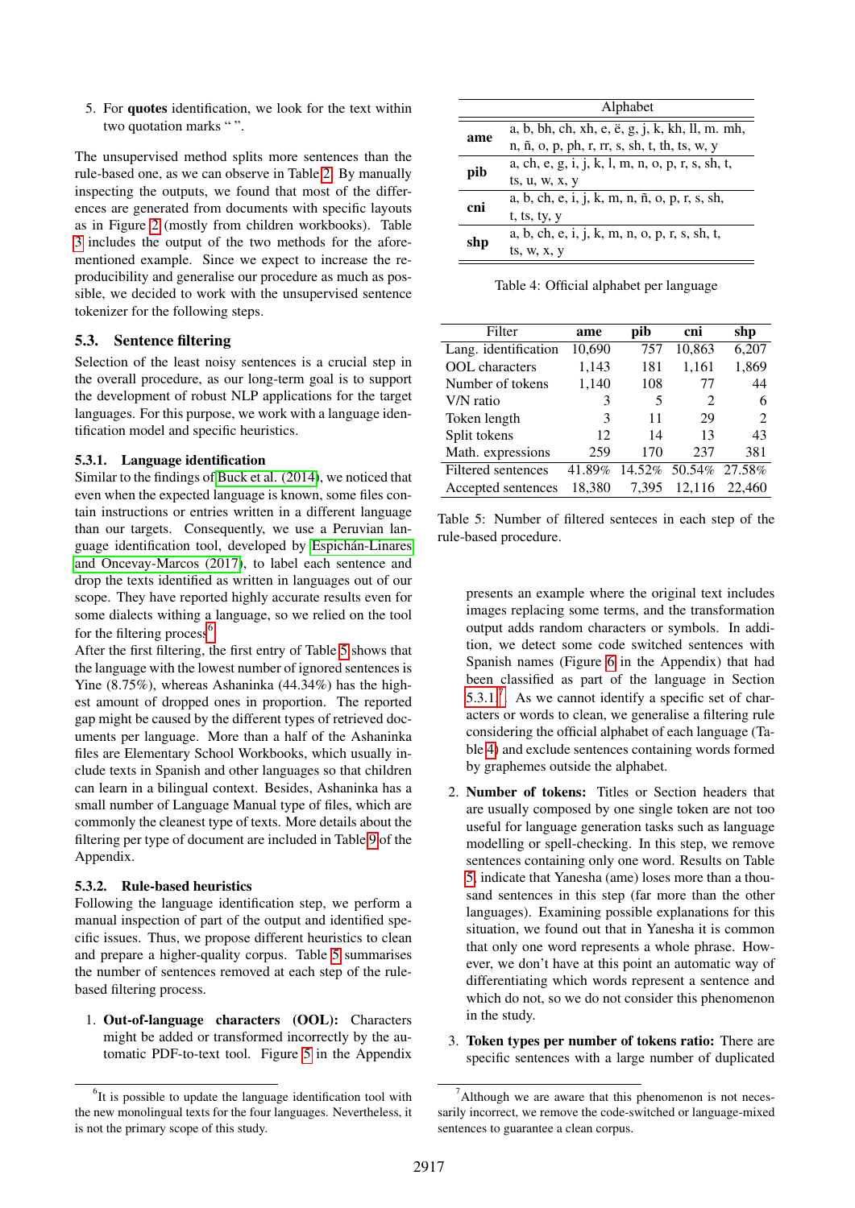5. For **quotes** identification, we look for the text within two quotation marks " ".

The unsupervised method splits more sentences than the rule-based one, as we can observe in Table 2. By manually inspecting the outputs, we found that most of the differences are generated from documents with specific layouts as in Figure 2 (mostly from children workbooks). Table 3 includes the output of the two methods for the aforementioned example. Since we expect to increase the reproducibility and generalise our procedure as much as possible, we decided to work with the unsupervised sentence tokenizer for the following steps.

### 5.3. Sentence filtering

Selection of the least noisy sentences is a crucial step in the overall procedure, as our long-term goal is to support the development of robust NLP applications for the target languages. For this purpose, we work with a language identification model and specific heuristics.

#### 5.3.1. Language identification

Similar to the findings of Buck et al. (2014), we noticed that even when the expected language is known, some files contain instructions or entries written in a different language than our targets. Consequently, we use a Peruvian language identification tool, developed by Espichán-Linares and Oncevay-Marcos (2017), to label each sentence and drop the texts identified as written in languages out of our scope. They have reported highly accurate results even for some dialects withing a language, so we relied on the tool for the filtering process[6].

After the first filtering, the first entry of Table 5 shows that the language with the lowest number of ignored sentences is Yine (8.75%), whereas Ashaninka (44.34%) has the highest number of dropped ones in proportion. The reported gap might be caused by the different types of retrieved documents per language. More than a half of the Ashaninka files are Elementary School Workbooks, which usually include texts in Spanish and other languages so that children can learn in a bilingual context. Besides, Ashaninka has a small number of Language Manual type of files, which are commonly the cleanest type of texts. More details about the filtering per type of document are included in Table 9 of the Appendix.

#### 5.3.2. Rule-based heuristics

Following the language identification step, we perform a manual inspection of part of the output and identified specific issues. Thus, we propose different heuristics to clean and prepare a higher-quality corpus. Table 5 summarises the number of sentences removed at each step of the rule-based filtering process.

1. **Out-of-language characters (OOL):** Characters might be added or transformed incorrectly by the automatic PDF-to-text tool. Figure 5 in the Appendix presents an example where the original text includes images replacing some terms, and the transformation output adds random characters or symbols. In addition, we detect some code switched sentences with Spanish names (Figure 6 in the Appendix) that had been classified as part of the language in Section 5.3.1.[7] As we cannot identify a specific set of characters or words to clean, we generalise a filtering rule considering the official alphabet of each language (Table 4) and exclude sentences containing words formed by graphemes outside the alphabet.

2. **Number of tokens:** Titles or Section headers that are usually composed by one single token are not too useful for language generation tasks such as language modelling or spell-checking. In this step, we remove sentences containing only one word. Results on Table 5 indicate that Yanesha (ame) loses more than a thousand sentences in this step (far more than the other languages). Examining possible explanations for this situation, we found out that in Yanesha it is common that only one word represents a whole phrase. However, we don't have at this point an automatic way of differentiating which words represent a sentence and which do not, so we do not consider this phenomenon in the study.

3. **Token types per number of tokens ratio:** There are specific sentences with a large number of duplicated

| | Alphabet |
|---|---|
| **ame** | a, b, bh, ch, xh, e, ë, g, j, k, kh, ll, m. mh, n, ñ, o, p, ph, r, rr, s, sh, t, th, ts, w, y |
| **pib** | a, ch, e, g, i, j, k, l, m, n, o, p, r, s, sh, t, ts, u, w, x, y |
| **cni** | a, b, ch, e, i, j, k, m, n, ñ, o, p, r, s, sh, t, ts, ty, y |
| **shp** | a, b, ch, e, i, j, k, m, n, o, p, r, s, sh, t, ts, w, x, y |

Table 4: Official alphabet per language

| Filter | ame | pib | cni | shp |
|---|---|---|---|---|
| Lang. identification | 10,690 | 757 | 10,863 | 6,207 |
| OOL characters | 1,143 | 181 | 1,161 | 1,869 |
| Number of tokens | 1,140 | 108 | 77 | 44 |
| V/N ratio | 3 | 5 | 2 | 6 |
| Token length | 3 | 11 | 29 | 2 |
| Split tokens | 12 | 14 | 13 | 43 |
| Math. expressions | 259 | 170 | 237 | 381 |
| Filtered sentences | 41.89% | 14.52% | 50.54% | 27.58% |
| Accepted sentences | 18,380 | 7,395 | 12,116 | 22,460 |

Table 5: Number of filtered senteces in each step of the rule-based procedure.

[6] It is possible to update the language identification tool with the new monolingual texts for the four languages. Nevertheless, it is not the primary scope of this study.

[7] Although we are aware that this phenomenon is not necessarily incorrect, we remove the code-switched or language-mixed sentences to guarantee a clean corpus.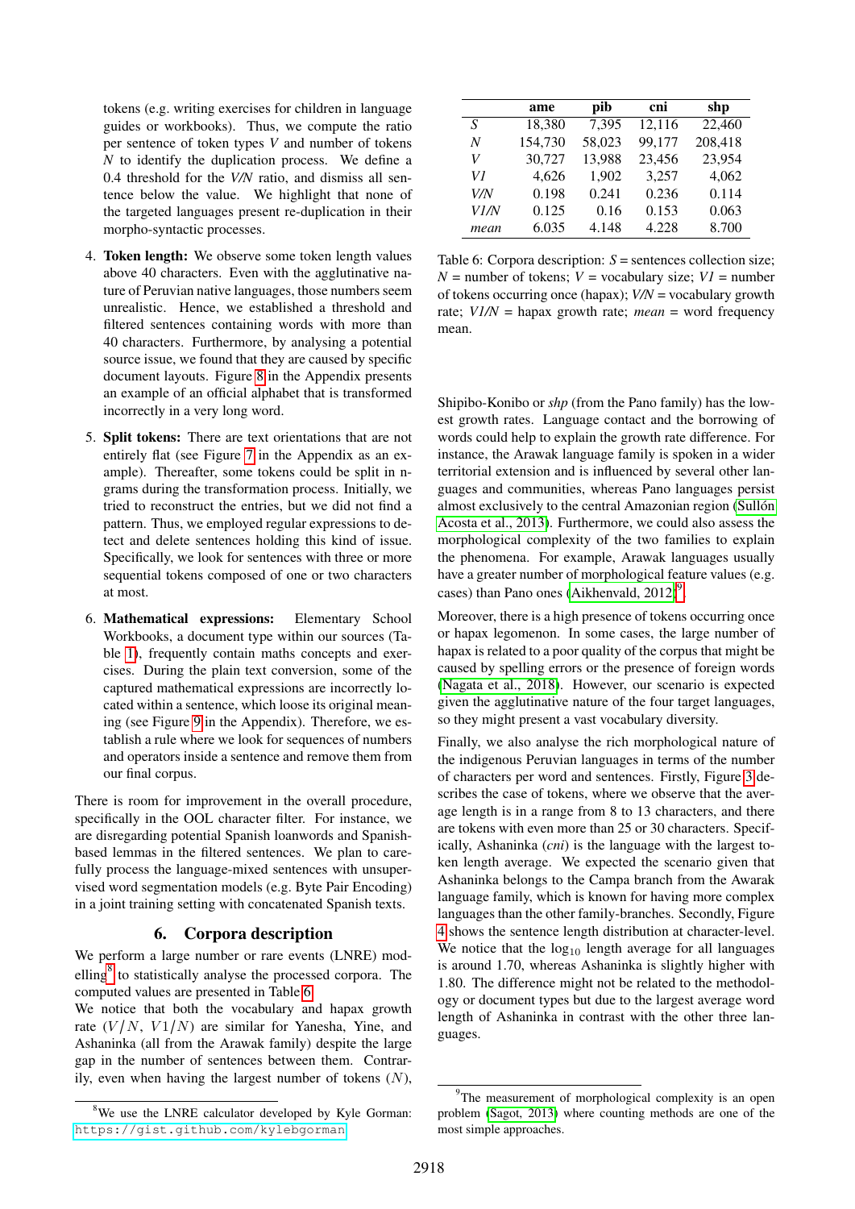tokens (e.g. writing exercises for children in language guides or workbooks). Thus, we compute the ratio per sentence of token types *V* and number of tokens *N* to identify the duplication process. We define a 0.4 threshold for the *V/N* ratio, and dismiss all sentence below the value. We highlight that none of the targeted languages present re-duplication in their morpho-syntactic processes.

4. **Token length:** We observe some token length values above 40 characters. Even with the agglutinative nature of Peruvian native languages, those numbers seem unrealistic. Hence, we established a threshold and filtered sentences containing words with more than 40 characters. Furthermore, by analysing a potential source issue, we found that they are caused by specific document layouts. Figure 8 in the Appendix presents an example of an official alphabet that is transformed incorrectly in a very long word.

5. **Split tokens:** There are text orientations that are not entirely flat (see Figure 7 in the Appendix as an example). Thereafter, some tokens could be split in n-grams during the transformation process. Initially, we tried to reconstruct the entries, but we did not find a pattern. Thus, we employed regular expressions to detect and delete sentences holding this kind of issue. Specifically, we look for sentences with three or more sequential tokens composed of one or two characters at most.

6. **Mathematical expressions:** Elementary School Workbooks, a document type within our sources (Table 1), frequently contain maths concepts and exercises. During the plain text conversion, some of the captured mathematical expressions are incorrectly located within a sentence, which loose its original meaning (see Figure 9 in the Appendix). Therefore, we establish a rule where we look for sequences of numbers and operators inside a sentence and remove them from our final corpus.

There is room for improvement in the overall procedure, specifically in the OOL character filter. For instance, we are disregarding potential Spanish loanwords and Spanish-based lemmas in the filtered sentences. We plan to carefully process the language-mixed sentences with unsupervised word segmentation models (e.g. Byte Pair Encoding) in a joint training setting with concatenated Spanish texts.

## 6. Corpora description

We perform a large number or rare events (LNRE) modelling[8] to statistically analyse the processed corpora. The computed values are presented in Table 6.

We notice that both the vocabulary and hapax growth rate ($V/N$, $V1/N$) are similar for Yanesha, Yine, and Ashaninka (all from the Arawak family) despite the large gap in the number of sentences between them. Contrarily, even when having the largest number of tokens ($N$),

| | ame | pib | cni | shp |
|---|---|---|---|---|
| *S* | 18,380 | 7,395 | 12,116 | 22,460 |
| *N* | 154,730 | 58,023 | 99,177 | 208,418 |
| *V* | 30,727 | 13,988 | 23,456 | 23,954 |
| *V1* | 4,626 | 1,902 | 3,257 | 4,062 |
| *V/N* | 0.198 | 0.241 | 0.236 | 0.114 |
| *V1/N* | 0.125 | 0.16 | 0.153 | 0.063 |
| *mean* | 6.035 | 4.148 | 4.228 | 8.700 |

Table 6: Corpora description: *S* = sentences collection size; *N* = number of tokens; *V* = vocabulary size; *V1* = number of tokens occurring once (hapax); *V/N* = vocabulary growth rate; *V1/N* = hapax growth rate; *mean* = word frequency mean.

Shipibo-Konibo or *shp* (from the Pano family) has the lowest growth rates. Language contact and the borrowing of words could help to explain the growth rate difference. For instance, the Arawak language family is spoken in a wider territorial extension and is influenced by several other languages and communities, whereas Pano languages persist almost exclusively to the central Amazonian region (Sullón Acosta et al., 2013). Furthermore, we could also assess the morphological complexity of the two families to explain the phenomena. For example, Arawak languages usually have a greater number of morphological feature values (e.g. cases) than Pano ones (Aikhenvald, 2012)[9].

Moreover, there is a high presence of tokens occurring once or hapax legomenon. In some cases, the large number of hapax is related to a poor quality of the corpus that might be caused by spelling errors or the presence of foreign words (Nagata et al., 2018). However, our scenario is expected given the agglutinative nature of the four target languages, so they might present a vast vocabulary diversity.

Finally, we also analyse the rich morphological nature of the indigenous Peruvian languages in terms of the number of characters per word and sentences. Firstly, Figure 3 describes the case of tokens, where we observe that the average length is in a range from 8 to 13 characters, and there are tokens with even more than 25 or 30 characters. Specifically, Ashaninka (*cni*) is the language with the largest token length average. We expected the scenario given that Ashaninka belongs to the Campa branch from the Awarak language family, which is known for having more complex languages than the other family-branches. Secondly, Figure 4 shows the sentence length distribution at character-level. We notice that the $\log_{10}$ length average for all languages is around 1.70, whereas Ashaninka is slightly higher with 1.80. The difference might not be related to the methodology or document types but due to the largest average word length of Ashaninka in contrast with the other three languages.

[8] We use the LNRE calculator developed by Kyle Gorman: https://gist.github.com/kylebgorman

[9] The measurement of morphological complexity is an open problem (Sagot, 2013) where counting methods are one of the most simple approaches.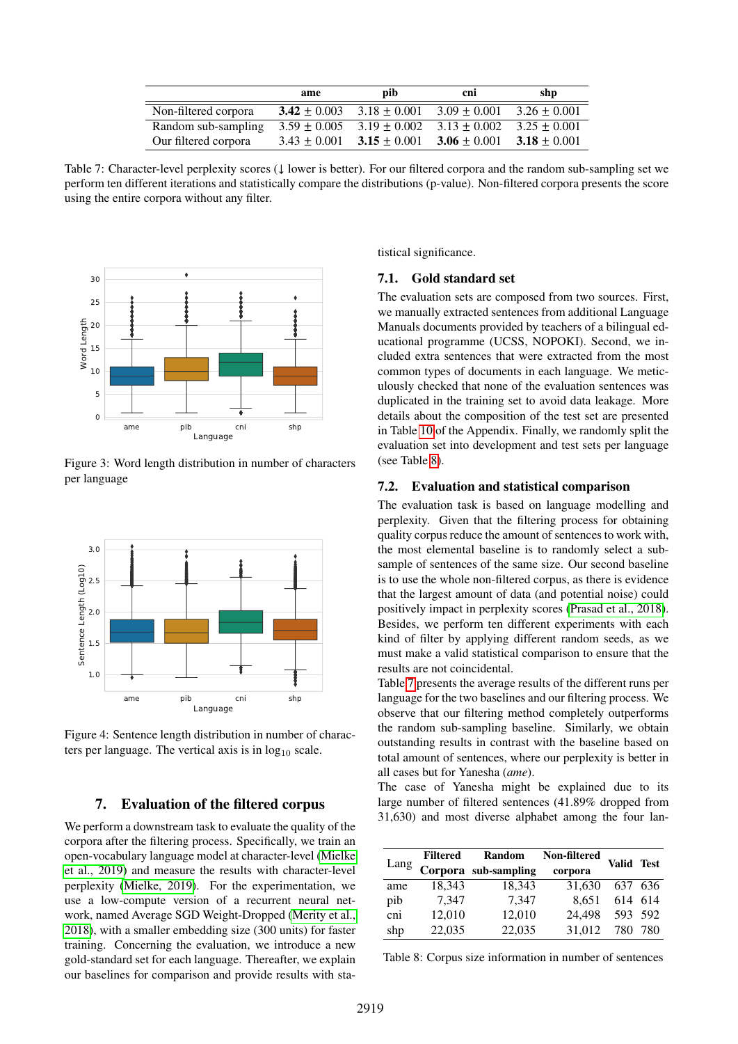| | ame | pib | cni | shp |
|---|---|---|---|---|
| Non-filtered corpora | **3.42** ± 0.003 | 3.18 ± 0.001 | 3.09 ± 0.001 | 3.26 ± 0.001 |
| Random sub-sampling | 3.59 ± 0.005 | 3.19 ± 0.002 | 3.13 ± 0.002 | 3.25 ± 0.001 |
| Our filtered corpora | 3.43 ± 0.001 | **3.15** ± 0.001 | **3.06** ± 0.001 | **3.18** ± 0.001 |

Table 7: Character-level perplexity scores (↓ lower is better). For our filtered corpora and the random sub-sampling set we perform ten different iterations and statistically compare the distributions (p-value). Non-filtered corpora presents the score using the entire corpora without any filter.

Figure 3: Word length distribution in number of characters per language

Figure 4: Sentence length distribution in number of characters per language. The vertical axis is in $\log_{10}$ scale.

## 7. Evaluation of the filtered corpus

We perform a downstream task to evaluate the quality of the corpora after the filtering process. Specifically, we train an open-vocabulary language model at character-level (Mielke et al., 2019) and measure the results with character-level perplexity (Mielke, 2019). For the experimentation, we use a low-compute version of a recurrent neural network, named Average SGD Weight-Dropped (Merity et al., 2018), with a smaller embedding size (300 units) for faster training. Concerning the evaluation, we introduce a new gold-standard set for each language. Thereafter, we explain our baselines for comparison and provide results with statistical significance.

### 7.1. Gold standard set

The evaluation sets are composed from two sources. First, we manually extracted sentences from additional Language Manuals documents provided by teachers of a bilingual educational programme (UCSS, NOPOKI). Second, we included extra sentences that were extracted from the most common types of documents in each language. We meticulously checked that none of the evaluation sentences was duplicated in the training set to avoid data leakage. More details about the composition of the test set are presented in Table 10 of the Appendix. Finally, we randomly split the evaluation set into development and test sets per language (see Table 8).

### 7.2. Evaluation and statistical comparison

The evaluation task is based on language modelling and perplexity. Given that the filtering process for obtaining quality corpus reduce the amount of sentences to work with, the most elemental baseline is to randomly select a sub-sample of sentences of the same size. Our second baseline is to use the whole non-filtered corpus, as there is evidence that the largest amount of data (and potential noise) could positively impact in perplexity scores (Prasad et al., 2018). Besides, we perform ten different experiments with each kind of filter by applying different random seeds, as we must make a valid statistical comparison to ensure that the results are not coincidental.

Table 7 presents the average results of the different runs per language for the two baselines and our filtering process. We observe that our filtering method completely outperforms the random sub-sampling baseline. Similarly, we obtain outstanding results in contrast with the baseline based on total amount of sentences, where our perplexity is better in all cases but for Yanesha (*ame*).

The case of Yanesha might be explained due to its large number of filtered sentences (41.89% dropped from 31,630) and most diverse alphabet among the four lan-

| Lang | Filtered Corpora | Random sub-sampling | Non-filtered corpora | Valid | Test |
|---|---|---|---|---|---|
| ame | 18,343 | 18,343 | 31,630 | 637 | 636 |
| pib | 7,347 | 7,347 | 8,651 | 614 | 614 |
| cni | 12,010 | 12,010 | 24,498 | 593 | 592 |
| shp | 22,035 | 22,035 | 31,012 | 780 | 780 |

Table 8: Corpus size information in number of sentences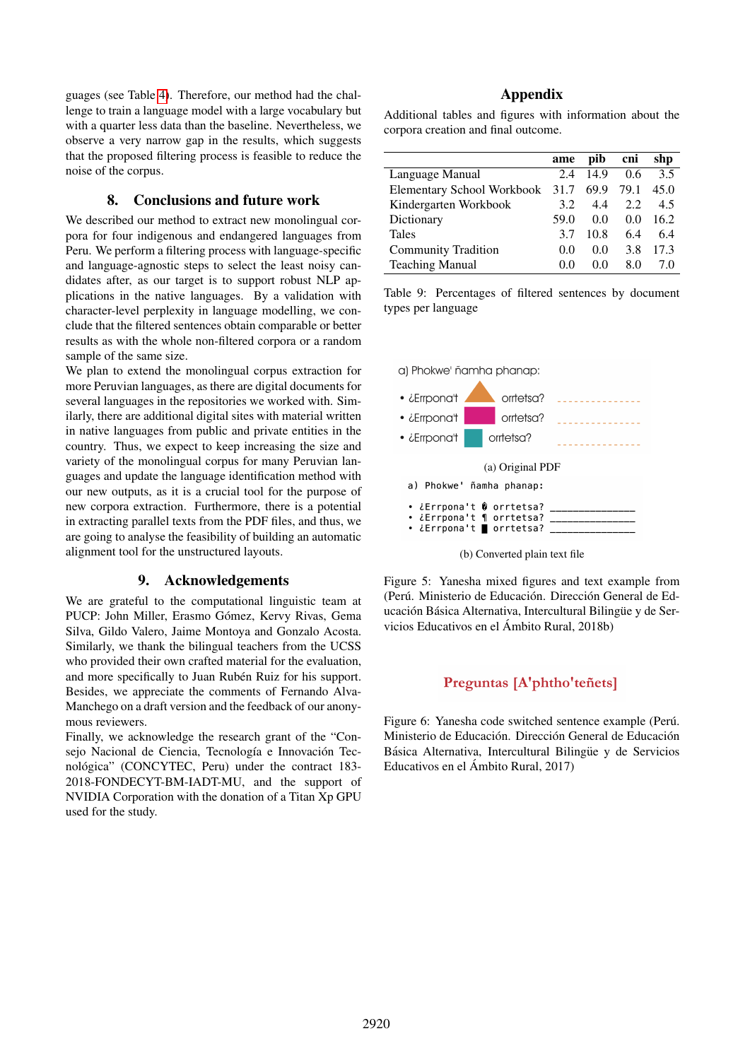guages (see Table 4). Therefore, our method had the challenge to train a language model with a large vocabulary but with a quarter less data than the baseline. Nevertheless, we observe a very narrow gap in the results, which suggests that the proposed filtering process is feasible to reduce the noise of the corpus.

## 8. Conclusions and future work

We described our method to extract new monolingual corpora for four indigenous and endangered languages from Peru. We perform a filtering process with language-specific and language-agnostic steps to select the least noisy candidates after, as our target is to support robust NLP applications in the native languages. By a validation with character-level perplexity in language modelling, we conclude that the filtered sentences obtain comparable or better results as with the whole non-filtered corpora or a random sample of the same size.

We plan to extend the monolingual corpus extraction for more Peruvian languages, as there are digital documents for several languages in the repositories we worked with. Similarly, there are additional digital sites with material written in native languages from public and private entities in the country. Thus, we expect to keep increasing the size and variety of the monolingual corpus for many Peruvian languages and update the language identification method with our new outputs, as it is a crucial tool for the purpose of new corpora extraction. Furthermore, there is a potential in extracting parallel texts from the PDF files, and thus, we are going to analyse the feasibility of building an automatic alignment tool for the unstructured layouts.

## 9. Acknowledgements

We are grateful to the computational linguistic team at PUCP: John Miller, Erasmo Gómez, Kervy Rivas, Gema Silva, Gildo Valero, Jaime Montoya and Gonzalo Acosta. Similarly, we thank the bilingual teachers from the UCSS who provided their own crafted material for the evaluation, and more specifically to Juan Rubén Ruiz for his support. Besides, we appreciate the comments of Fernando Alva-Manchego on a draft version and the feedback of our anonymous reviewers.

Finally, we acknowledge the research grant of the "Consejo Nacional de Ciencia, Tecnología e Innovación Tecnológica" (CONCYTEC, Peru) under the contract 183-2018-FONDECYT-BM-IADT-MU, and the support of NVIDIA Corporation with the donation of a Titan Xp GPU used for the study.

## Appendix

Additional tables and figures with information about the corpora creation and final outcome.

| | ame | pib | cni | shp |
|---|---|---|---|---|
| Language Manual | 2.4 | 14.9 | 0.6 | 3.5 |
| Elementary School Workbook | 31.7 | 69.9 | 79.1 | 45.0 |
| Kindergarten Workbook | 3.2 | 4.4 | 2.2 | 4.5 |
| Dictionary | 59.0 | 0.0 | 0.0 | 16.2 |
| Tales | 3.7 | 10.8 | 6.4 | 6.4 |
| Community Tradition | 0.0 | 0.0 | 3.8 | 17.3 |
| Teaching Manual | 0.0 | 0.0 | 8.0 | 7.0 |

Table 9: Percentages of filtered sentences by document types per language

a) Phokwe' ñamha phanap:

- ¿Errpona't orrtetsa? _______________
- ¿Errpona't orrtetsa? _______________
- ¿Errpona't orrtetsa? _______________

(a) Original PDF

```
a) Phokwe' ñamha phanap:

• ¿Errpona't � orrtetsa? ______________
• ¿Errpona't ¶ orrtetsa? ______________
• ¿Errpona't █ orrtetsa? ______________
```

(b) Converted plain text file

Figure 5: Yanesha mixed figures and text example from (Perú. Ministerio de Educación. Dirección General de Educación Básica Alternativa, Intercultural Bilingüe y de Servicios Educativos en el Ámbito Rural, 2018b)

Preguntas [A'phtho'teñets]

Figure 6: Yanesha code switched sentence example (Perú. Ministerio de Educación. Dirección General de Educación Básica Alternativa, Intercultural Bilingüe y de Servicios Educativos en el Ámbito Rural, 2017)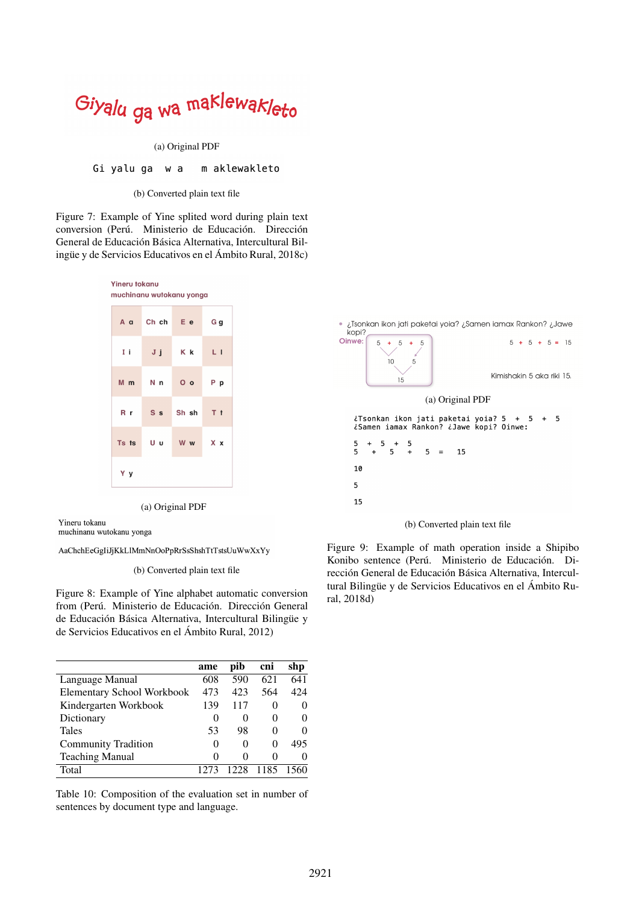Giyalu ga wa maklewakleto

(a) Original PDF

```
Gi yalu ga  w a   m aklewakleto
```

(b) Converted plain text file

Figure 7: Example of Yine splited word during plain text conversion (Perú. Ministerio de Educación. Dirección General de Educación Básica Alternativa, Intercultural Bilingüe y de Servicios Educativos en el Ámbito Rural, 2018c)

Yineru tokanu
muchinanu wutokanu yonga

| A a | Ch ch | E e | G g |
|---|---|---|---|
| I i | J j | K k | L l |
| M m | N n | O o | P p |
| R r | S s | Sh sh | T t |
| Ts ts | U u | W w | X x |
| Y y | | | |

(a) Original PDF

Yineru tokanu
muchinanu wutokanu yonga

AaChchEeGgIiJjKkLlMmNnOoPpRrSsShshTtTstsUuWwXxYy

(b) Converted plain text file

Figure 8: Example of Yine alphabet automatic conversion from (Perú. Ministerio de Educación. Dirección General de Educación Básica Alternativa, Intercultural Bilingüe y de Servicios Educativos en el Ámbito Rural, 2012)

|  | ame | pib | cni | shp |
|---|---|---|---|---|
| Language Manual | 608 | 590 | 621 | 641 |
| Elementary School Workbook | 473 | 423 | 564 | 424 |
| Kindergarten Workbook | 139 | 117 | 0 | 0 |
| Dictionary | 0 | 0 | 0 | 0 |
| Tales | 53 | 98 | 0 | 0 |
| Community Tradition | 0 | 0 | 0 | 495 |
| Teaching Manual | 0 | 0 | 0 | 0 |
| Total | 1273 | 1228 | 1185 | 1560 |

Table 10: Composition of the evaluation set in number of sentences by document type and language.

• ¿Tsonkan ikon jati paketai yoia? ¿Samen iamax Rankon? ¿Jawe kopi?
Oinwe: 5 + 5 + 5 → 10, 5 → 15    5 + 5 + 5 = 15
Kimishakin 5 aka riki 15.

(a) Original PDF

```
¿Tsonkan ikon jati paketai yoia? 5  +  5  +  5
¿Samen iamax Rankon? ¿Jawe kopi? Oinwe:

5  +  5  +  5
5   +   5   +   5   =   15

10

5

15
```

(b) Converted plain text file

Figure 9: Example of math operation inside a Shipibo Konibo sentence (Perú. Ministerio de Educación. Dirección General de Educación Básica Alternativa, Intercultural Bilingüe y de Servicios Educativos en el Ámbito Rural, 2018d)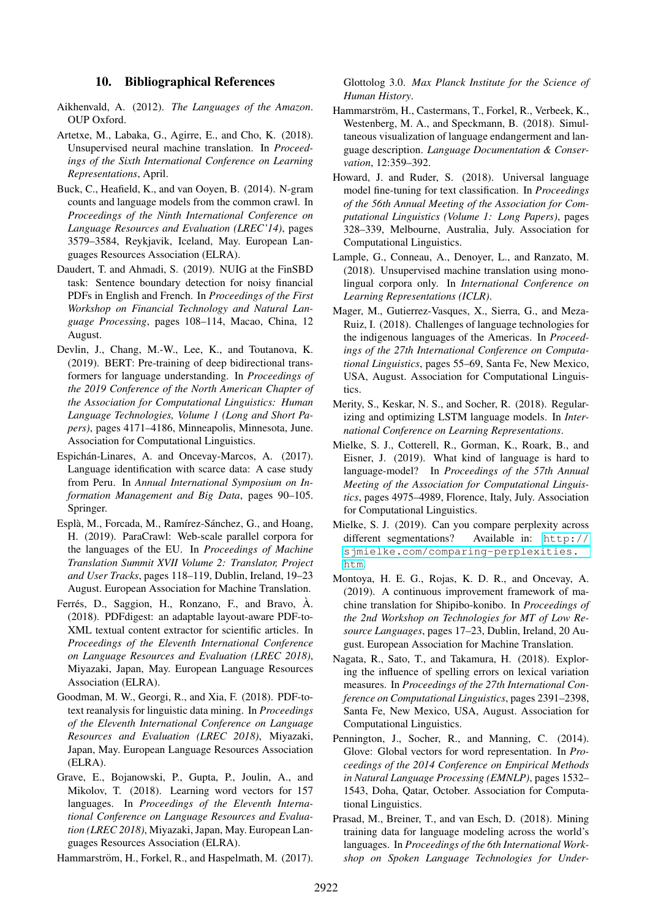## 10. Bibliographical References

Aikhenvald, A. (2012). *The Languages of the Amazon*. OUP Oxford.

Artetxe, M., Labaka, G., Agirre, E., and Cho, K. (2018). Unsupervised neural machine translation. In *Proceedings of the Sixth International Conference on Learning Representations*, April.

Buck, C., Heafield, K., and van Ooyen, B. (2014). N-gram counts and language models from the common crawl. In *Proceedings of the Ninth International Conference on Language Resources and Evaluation (LREC'14)*, pages 3579–3584, Reykjavik, Iceland, May. European Languages Resources Association (ELRA).

Daudert, T. and Ahmadi, S. (2019). NUIG at the FinSBD task: Sentence boundary detection for noisy financial PDFs in English and French. In *Proceedings of the First Workshop on Financial Technology and Natural Language Processing*, pages 108–114, Macao, China, 12 August.

Devlin, J., Chang, M.-W., Lee, K., and Toutanova, K. (2019). BERT: Pre-training of deep bidirectional transformers for language understanding. In *Proceedings of the 2019 Conference of the North American Chapter of the Association for Computational Linguistics: Human Language Technologies, Volume 1 (Long and Short Papers)*, pages 4171–4186, Minneapolis, Minnesota, June. Association for Computational Linguistics.

Espichán-Linares, A. and Oncevay-Marcos, A. (2017). Language identification with scarce data: A case study from Peru. In *Annual International Symposium on Information Management and Big Data*, pages 90–105. Springer.

Esplà, M., Forcada, M., Ramírez-Sánchez, G., and Hoang, H. (2019). ParaCrawl: Web-scale parallel corpora for the languages of the EU. In *Proceedings of Machine Translation Summit XVII Volume 2: Translator, Project and User Tracks*, pages 118–119, Dublin, Ireland, 19–23 August. European Association for Machine Translation.

Ferrés, D., Saggion, H., Ronzano, F., and Bravo, À. (2018). PDFdigest: an adaptable layout-aware PDF-to-XML textual content extractor for scientific articles. In *Proceedings of the Eleventh International Conference on Language Resources and Evaluation (LREC 2018)*, Miyazaki, Japan, May. European Language Resources Association (ELRA).

Goodman, M. W., Georgi, R., and Xia, F. (2018). PDF-to-text reanalysis for linguistic data mining. In *Proceedings of the Eleventh International Conference on Language Resources and Evaluation (LREC 2018)*, Miyazaki, Japan, May. European Language Resources Association (ELRA).

Grave, E., Bojanowski, P., Gupta, P., Joulin, A., and Mikolov, T. (2018). Learning word vectors for 157 languages. In *Proceedings of the Eleventh International Conference on Language Resources and Evaluation (LREC 2018)*, Miyazaki, Japan, May. European Languages Resources Association (ELRA).

Hammarström, H., Forkel, R., and Haspelmath, M. (2017). Glottolog 3.0. *Max Planck Institute for the Science of Human History*.

Hammarström, H., Castermans, T., Forkel, R., Verbeek, K., Westenberg, M. A., and Speckmann, B. (2018). Simultaneous visualization of language endangerment and language description. *Language Documentation & Conservation*, 12:359–392.

Howard, J. and Ruder, S. (2018). Universal language model fine-tuning for text classification. In *Proceedings of the 56th Annual Meeting of the Association for Computational Linguistics (Volume 1: Long Papers)*, pages 328–339, Melbourne, Australia, July. Association for Computational Linguistics.

Lample, G., Conneau, A., Denoyer, L., and Ranzato, M. (2018). Unsupervised machine translation using monolingual corpora only. In *International Conference on Learning Representations (ICLR)*.

Mager, M., Gutierrez-Vasques, X., Sierra, G., and Meza-Ruiz, I. (2018). Challenges of language technologies for the indigenous languages of the Americas. In *Proceedings of the 27th International Conference on Computational Linguistics*, pages 55–69, Santa Fe, New Mexico, USA, August. Association for Computational Linguistics.

Merity, S., Keskar, N. S., and Socher, R. (2018). Regularizing and optimizing LSTM language models. In *International Conference on Learning Representations*.

Mielke, S. J., Cotterell, R., Gorman, K., Roark, B., and Eisner, J. (2019). What kind of language is hard to language-model? In *Proceedings of the 57th Annual Meeting of the Association for Computational Linguistics*, pages 4975–4989, Florence, Italy, July. Association for Computational Linguistics.

Mielke, S. J. (2019). Can you compare perplexity across different segmentations? Available in: http://sjmielke.com/comparing-perplexities.htm.

Montoya, H. E. G., Rojas, K. D. R., and Oncevay, A. (2019). A continuous improvement framework of machine translation for Shipibo-konibo. In *Proceedings of the 2nd Workshop on Technologies for MT of Low Resource Languages*, pages 17–23, Dublin, Ireland, 20 August. European Association for Machine Translation.

Nagata, R., Sato, T., and Takamura, H. (2018). Exploring the influence of spelling errors on lexical variation measures. In *Proceedings of the 27th International Conference on Computational Linguistics*, pages 2391–2398, Santa Fe, New Mexico, USA, August. Association for Computational Linguistics.

Pennington, J., Socher, R., and Manning, C. (2014). Glove: Global vectors for word representation. In *Proceedings of the 2014 Conference on Empirical Methods in Natural Language Processing (EMNLP)*, pages 1532–1543, Doha, Qatar, October. Association for Computational Linguistics.

Prasad, M., Breiner, T., and van Esch, D. (2018). Mining training data for language modeling across the world's languages. In *Proceedings of the 6th International Workshop on Spoken Language Technologies for Under-*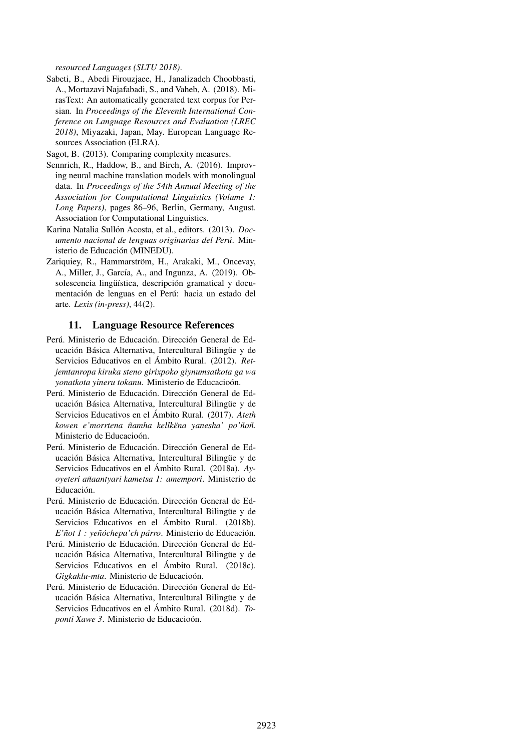*resourced Languages (SLTU 2018)*.

Sabeti, B., Abedi Firouzjaee, H., Janalizadeh Choobbasti, A., Mortazavi Najafabadi, S., and Vaheb, A. (2018). MirasText: An automatically generated text corpus for Persian. In *Proceedings of the Eleventh International Conference on Language Resources and Evaluation (LREC 2018)*, Miyazaki, Japan, May. European Language Resources Association (ELRA).

Sagot, B. (2013). Comparing complexity measures.

Sennrich, R., Haddow, B., and Birch, A. (2016). Improving neural machine translation models with monolingual data. In *Proceedings of the 54th Annual Meeting of the Association for Computational Linguistics (Volume 1: Long Papers)*, pages 86–96, Berlin, Germany, August. Association for Computational Linguistics.

Karina Natalia Sullón Acosta, et al., editors. (2013). *Documento nacional de lenguas originarias del Perú*. Ministerio de Educación (MINEDU).

Zariquiey, R., Hammarström, H., Arakaki, M., Oncevay, A., Miller, J., García, A., and Ingunza, A. (2019). Obsolescencia lingüística, descripción gramatical y documentación de lenguas en el Perú: hacia un estado del arte. *Lexis (in-press)*, 44(2).

## 11. Language Resource References

Perú. Ministerio de Educación. Dirección General de Educación Básica Alternativa, Intercultural Bilingüe y de Servicios Educativos en el Ámbito Rural. (2012). *Retjemtanropa kiruka steno girixpoko giynumsatkota ga wa yonatkota yineru tokanu*. Ministerio de Educacioón.

Perú. Ministerio de Educación. Dirección General de Educación Básica Alternativa, Intercultural Bilingüe y de Servicios Educativos en el Ámbito Rural. (2017). *Ateth kowen e'morrtena ñamha kellkëna yanesha' po'ñoñ*. Ministerio de Educacioón.

Perú. Ministerio de Educación. Dirección General de Educación Básica Alternativa, Intercultural Bilingüe y de Servicios Educativos en el Ámbito Rural. (2018a). *Ayoyeteri añaantyari kametsa 1: amempori*. Ministerio de Educación.

Perú. Ministerio de Educación. Dirección General de Educación Básica Alternativa, Intercultural Bilingüe y de Servicios Educativos en el Ámbito Rural. (2018b). *E'ñot 1 : yeñóchepa'ch párro*. Ministerio de Educación.

Perú. Ministerio de Educación. Dirección General de Educación Básica Alternativa, Intercultural Bilingüe y de Servicios Educativos en el Ámbito Rural. (2018c). *Gigkaklu-mta*. Ministerio de Educacioón.

Perú. Ministerio de Educación. Dirección General de Educación Básica Alternativa, Intercultural Bilingüe y de Servicios Educativos en el Ámbito Rural. (2018d). *Toponti Xawe 3*. Ministerio de Educacioón.